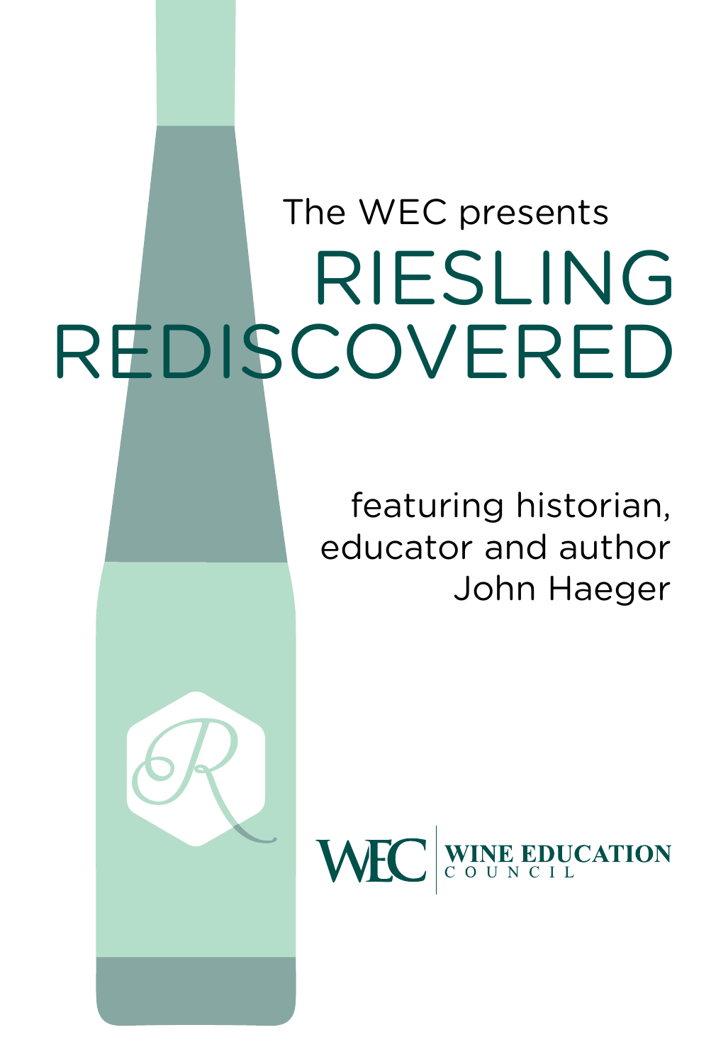The WEC presents

# RIESLING REDISCOVERED

featuring historian, educator and author John Haeger

WEC | WINE EDUCATION COUNCIL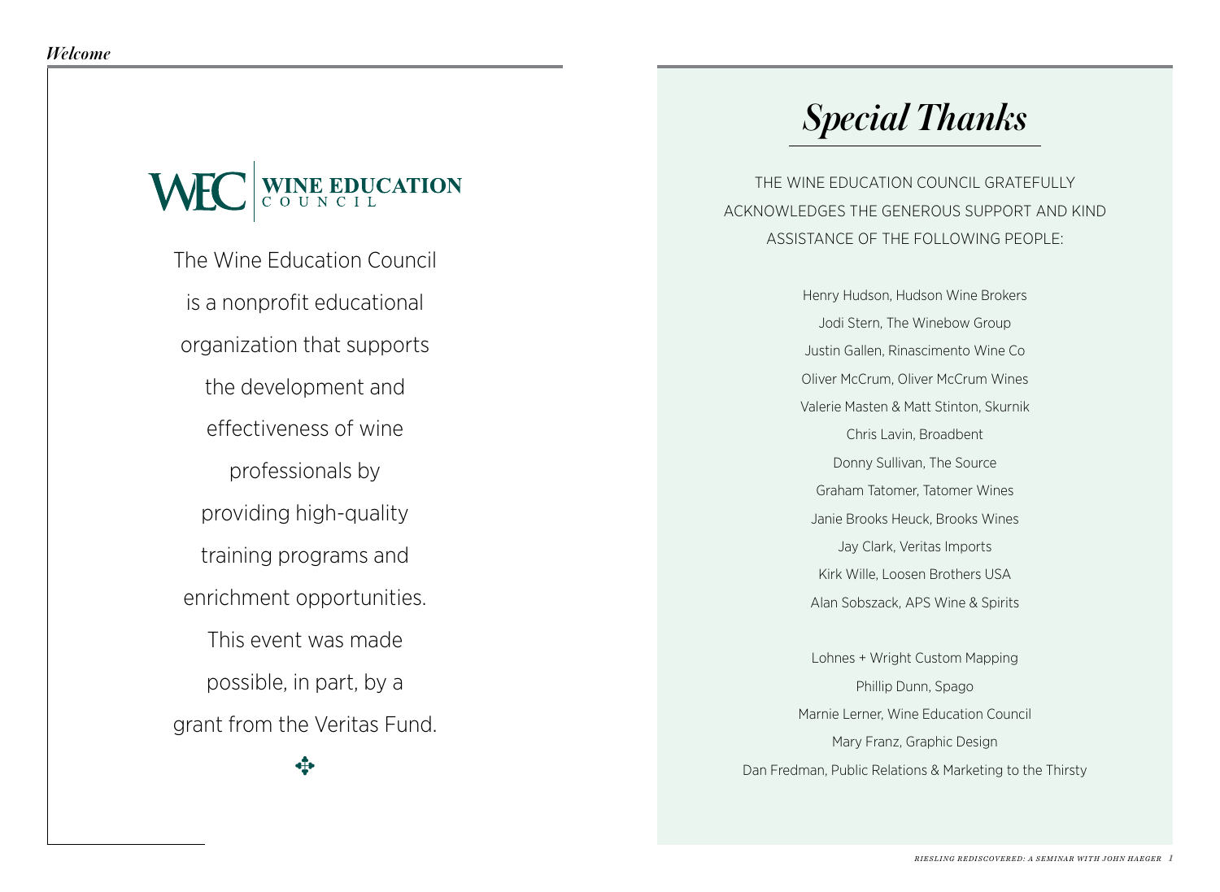*Welcome*

**WEC | WINE EDUCATION COUNCIL**

The Wine Education Council is a nonprofit educational organization that supports the development and effectiveness of wine professionals by providing high-quality training programs and enrichment opportunities. This event was made possible, in part, by a grant from the Veritas Fund.

# *Special Thanks*

THE WINE EDUCATION COUNCIL GRATEFULLY ACKNOWLEDGES THE GENEROUS SUPPORT AND KIND ASSISTANCE OF THE FOLLOWING PEOPLE:

Henry Hudson, Hudson Wine Brokers
Jodi Stern, The Winebow Group
Justin Gallen, Rinascimento Wine Co
Oliver McCrum, Oliver McCrum Wines
Valerie Masten & Matt Stinton, Skurnik
Chris Lavin, Broadbent
Donny Sullivan, The Source
Graham Tatomer, Tatomer Wines
Janie Brooks Heuck, Brooks Wines
Jay Clark, Veritas Imports
Kirk Wille, Loosen Brothers USA
Alan Sobszack, APS Wine & Spirits

Lohnes + Wright Custom Mapping
Phillip Dunn, Spago
Marnie Lerner, Wine Education Council
Mary Franz, Graphic Design
Dan Fredman, Public Relations & Marketing to the Thirsty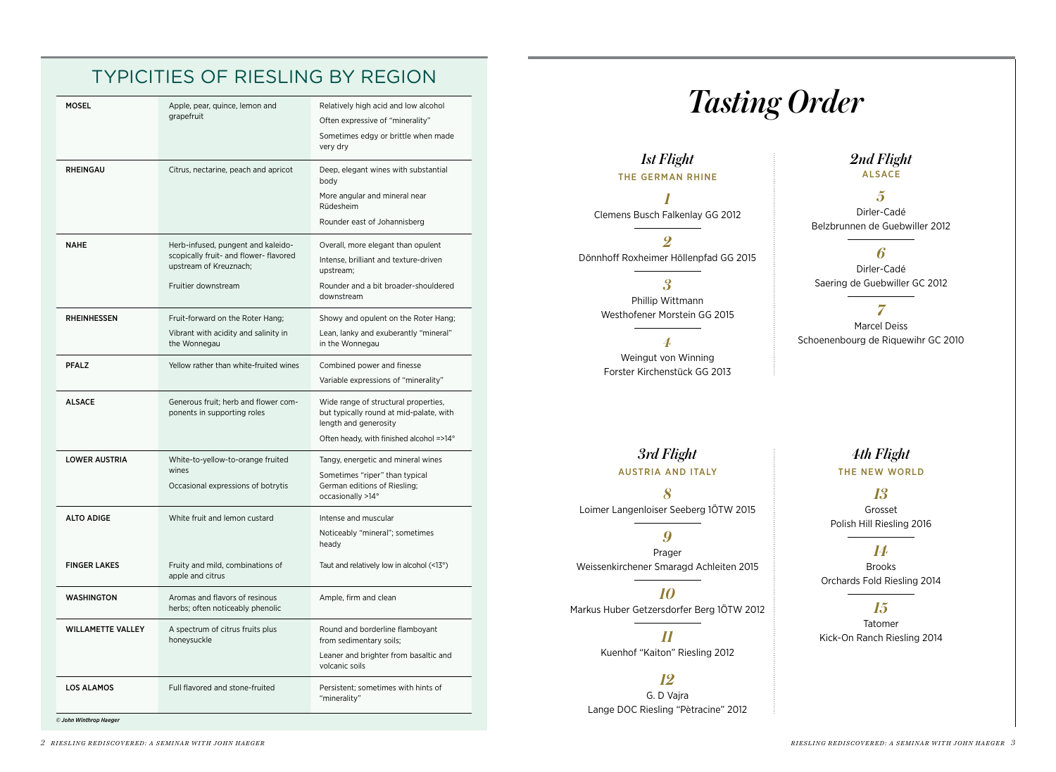# TYPICITIES OF RIESLING BY REGION

| | | |
|---|---|---|
| **MOSEL** | Apple, pear, quince, lemon and grapefruit | Relatively high acid and low alcohol<br>Often expressive of "minerality"<br>Sometimes edgy or brittle when made very dry |
| **RHEINGAU** | Citrus, nectarine, peach and apricot | Deep, elegant wines with substantial body<br>More angular and mineral near Rüdesheim<br>Rounder east of Johannisberg |
| **NAHE** | Herb-infused, pungent and kaleido-scopically fruit- and flower- flavored upstream of Kreuznach;<br>Fruitier downstream | Overall, more elegant than opulent<br>Intense, brilliant and texture-driven upstream;<br>Rounder and a bit broader-shouldered downstream |
| **RHEINHESSEN** | Fruit-forward on the Roter Hang;<br>Vibrant with acidity and salinity in the Wonnegau | Showy and opulent on the Roter Hang;<br>Lean, lanky and exuberantly "mineral" in the Wonnegau |
| **PFALZ** | Yellow rather than white-fruited wines | Combined power and finesse<br>Variable expressions of "minerality" |
| **ALSACE** | Generous fruit; herb and flower com-ponents in supporting roles | Wide range of structural properties, but typically round at mid-palate, with length and generosity<br>Often heady, with finished alcohol =>14° |
| **LOWER AUSTRIA** | White-to-yellow-to-orange fruited wines<br>Occasional expressions of botrytis | Tangy, energetic and mineral wines<br>Sometimes "riper" than typical German editions of Riesling; occasionally >14° |
| **ALTO ADIGE** | White fruit and lemon custard | Intense and muscular<br>Noticeably "mineral"; sometimes heady |
| **FINGER LAKES** | Fruity and mild, combinations of apple and citrus | Taut and relatively low in alcohol (<13°) |
| **WASHINGTON** | Aromas and flavors of resinous herbs; often noticeably phenolic | Ample, firm and clean |
| **WILLAMETTE VALLEY** | A spectrum of citrus fruits plus honeysuckle | Round and borderline flamboyant from sedimentary soils;<br>Leaner and brighter from basaltic and volcanic soils |
| **LOS ALAMOS** | Full flavored and stone-fruited | Persistent; sometimes with hints of "minerality" |

*© John Winthrop Haeger*

# *Tasting Order*

## *1st Flight*
### THE GERMAN RHINE

***1***
Clemens Busch Falkenlay GG 2012

***2***
Dönnhoff Roxheimer Höllenpfad GG 2015

***3***
Phillip Wittmann
Westhofener Morstein GG 2015

***4***
Weingut von Winning
Forster Kirchenstück GG 2013

## *2nd Flight*
### ALSACE

***5***
Dirler-Cadé
Belzbrunnen de Guebwiller 2012

***6***
Dirler-Cadé
Saering de Guebwiller GC 2012

***7***
Marcel Deiss
Schoenenbourg de Riquewihr GC 2010

## *3rd Flight*
### AUSTRIA AND ITALY

***8***
Loimer Langenloiser Seeberg 1ÖTW 2015

***9***
Prager
Weissenkirchener Smaragd Achleiten 2015

***10***
Markus Huber Getzersdorfer Berg 1ÖTW 2012

***11***
Kuenhof "Kaiton" Riesling 2012

***12***
G. D Vajra
Lange DOC Riesling "Pètracine" 2012

## *4th Flight*
### THE NEW WORLD

***13***
Grosset
Polish Hill Riesling 2016

***14***
Brooks
Orchards Fold Riesling 2014

***15***
Tatomer
Kick-On Ranch Riesling 2014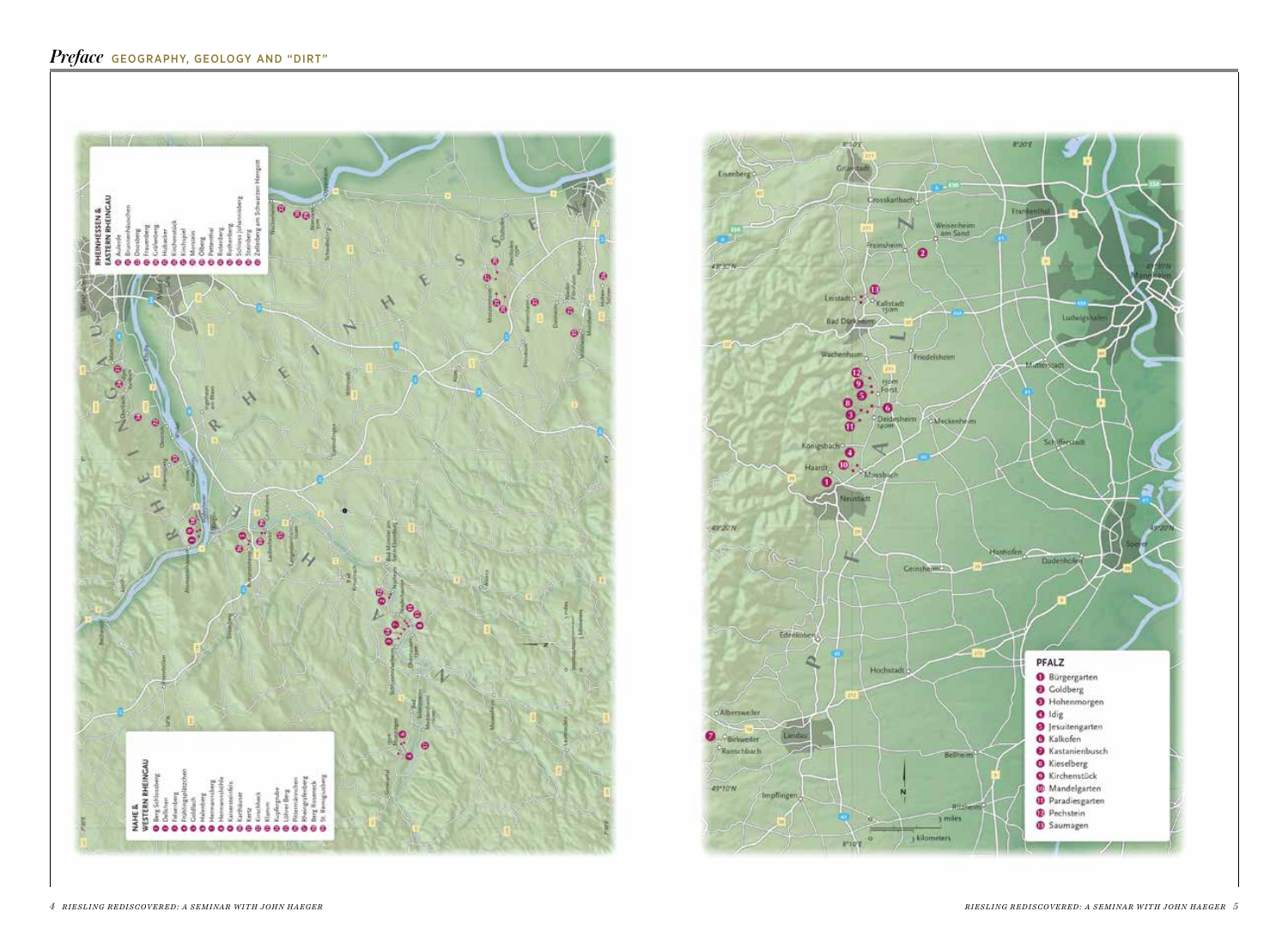## *Preface* GEOGRAPHY, GEOLOGY AND "DIRT"

**RHEINHESSEN & EASTERN RHEINGAU**

- Aulerde
- Brunnenhäuschen
- Doosberg
- Frauenberg
- Gräfenberg
- Hubacker
- Kirchenstück
- Kirchspiel
- Morstein
- Ölberg
- Pettenthal
- Rotenberg
- Rothenberg
- Schloss Johannisberg
- Steinberg
- Zellerberg am Schwarzen Herrgott

**NAHE & WESTERN RHEINGAU**

- Berg Schlossberg
- Dellchen
- Felsenberg
- Frühlingsplätzchen
- Goldloch
- Halenberg
- Hermannsberg
- Hermannshöhle
- Kaisersteinfels
- Kastaniengarten
- Kertz
- Kirschheck
- Klamm
- Kupfergrube
- Lösner Berg
- Pittermännchen
- Rheingrafenberg
- Berg Roseneck
- St. Remigiusberg

**PFALZ**

1. Bürgergarten
2. Goldberg
3. Hohenmorgen
4. Idig
5. Jesuitengarten
6. Kalkofen
7. Kastanienbusch
8. Kieselberg
9. Kirchenstück
10. Mandelgarten
11. Paradiesgarten
12. Pechstein
13. Saumagen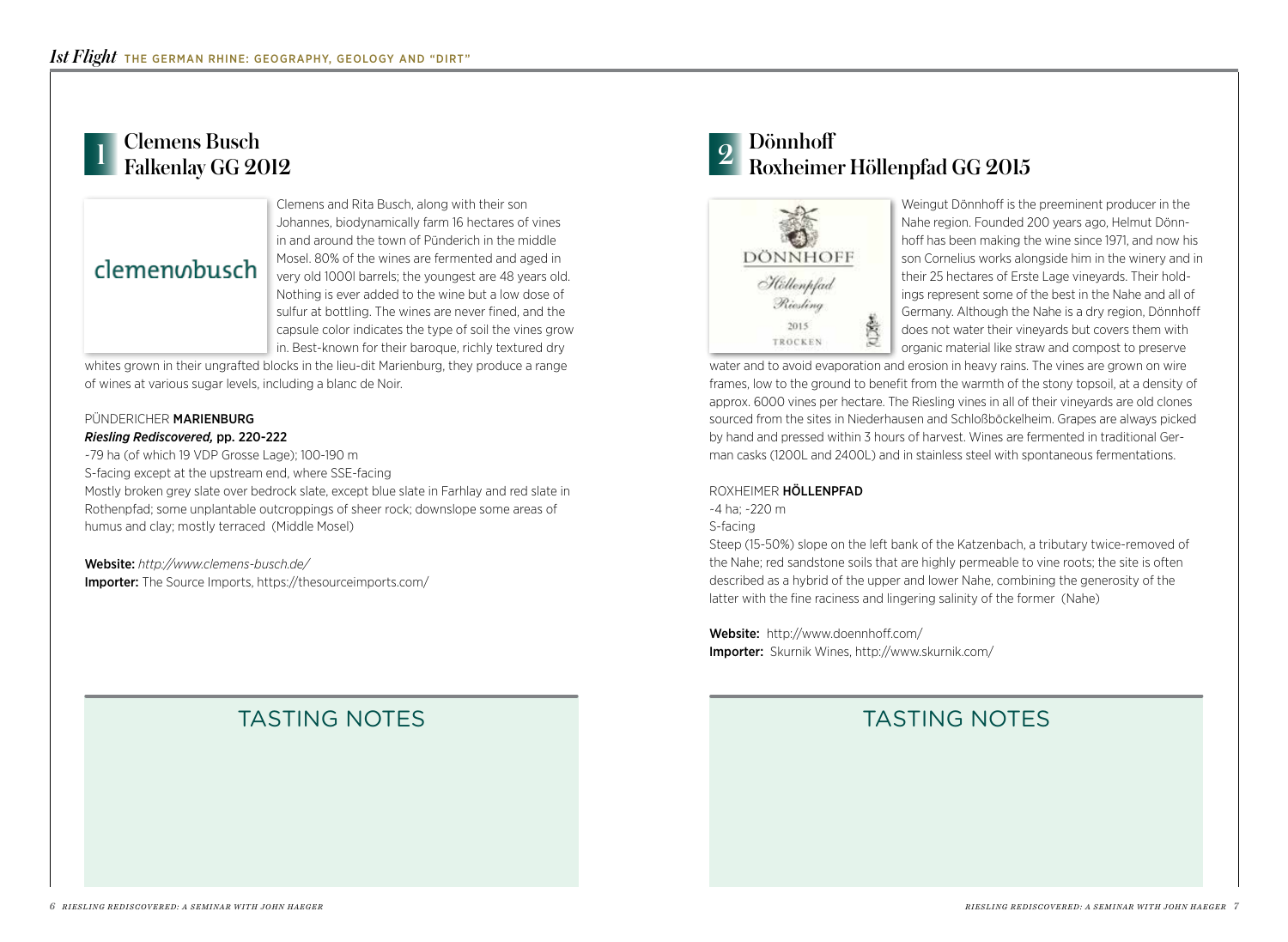## 1 Clemens Busch Falkenlay GG 2012

clemensbusch

Clemens and Rita Busch, along with their son Johannes, biodynamically farm 16 hectares of vines in and around the town of Pünderich in the middle Mosel. 80% of the wines are fermented and aged in very old 1000l barrels; the youngest are 48 years old. Nothing is ever added to the wine but a low dose of sulfur at bottling. The wines are never fined, and the capsule color indicates the type of soil the vines grow in. Best-known for their baroque, richly textured dry whites grown in their ungrafted blocks in the lieu-dit Marienburg, they produce a range of wines at various sugar levels, including a blanc de Noir.

PÜNDERICHER **MARIENBURG**

***Riesling Rediscovered,*** **pp. 220-222**

~79 ha (of which 19 VDP Grosse Lage); 100-190 m

S-facing except at the upstream end, where SSE-facing

Mostly broken grey slate over bedrock slate, except blue slate in Farhlay and red slate in Rothenpfad; some unplantable outcroppings of sheer rock; downslope some areas of humus and clay; mostly terraced (Middle Mosel)

**Website:** *http://www.clemens-busch.de/*

**Importer:** The Source Imports, https://thesourceimports.com/

### TASTING NOTES

## 2 Dönnhoff Roxheimer Höllenpfad GG 2015

DÖNNHOFF
Höllenpfad
Riesling
2015
TROCKEN

Weingut Dönnhoff is the preeminent producer in the Nahe region. Founded 200 years ago, Helmut Dönnhoff has been making the wine since 1971, and now his son Cornelius works alongside him in the winery and in their 25 hectares of Erste Lage vineyards. Their holdings represent some of the best in the Nahe and all of Germany. Although the Nahe is a dry region, Dönnhoff does not water their vineyards but covers them with organic material like straw and compost to preserve water and to avoid evaporation and erosion in heavy rains. The vines are grown on wire frames, low to the ground to benefit from the warmth of the stony topsoil, at a density of approx. 6000 vines per hectare. The Riesling vines in all of their vineyards are old clones sourced from the sites in Niederhausen and Schloßböckelheim. Grapes are always picked by hand and pressed within 3 hours of harvest. Wines are fermented in traditional German casks (1200L and 2400L) and in stainless steel with spontaneous fermentations.

ROXHEIMER **HÖLLENPFAD**

~4 ha; ~220 m

S-facing

Steep (15-50%) slope on the left bank of the Katzenbach, a tributary twice-removed of the Nahe; red sandstone soils that are highly permeable to vine roots; the site is often described as a hybrid of the upper and lower Nahe, combining the generosity of the latter with the fine raciness and lingering salinity of the former (Nahe)

**Website:** http://www.doennhoff.com/

**Importer:** Skurnik Wines, http://www.skurnik.com/

### TASTING NOTES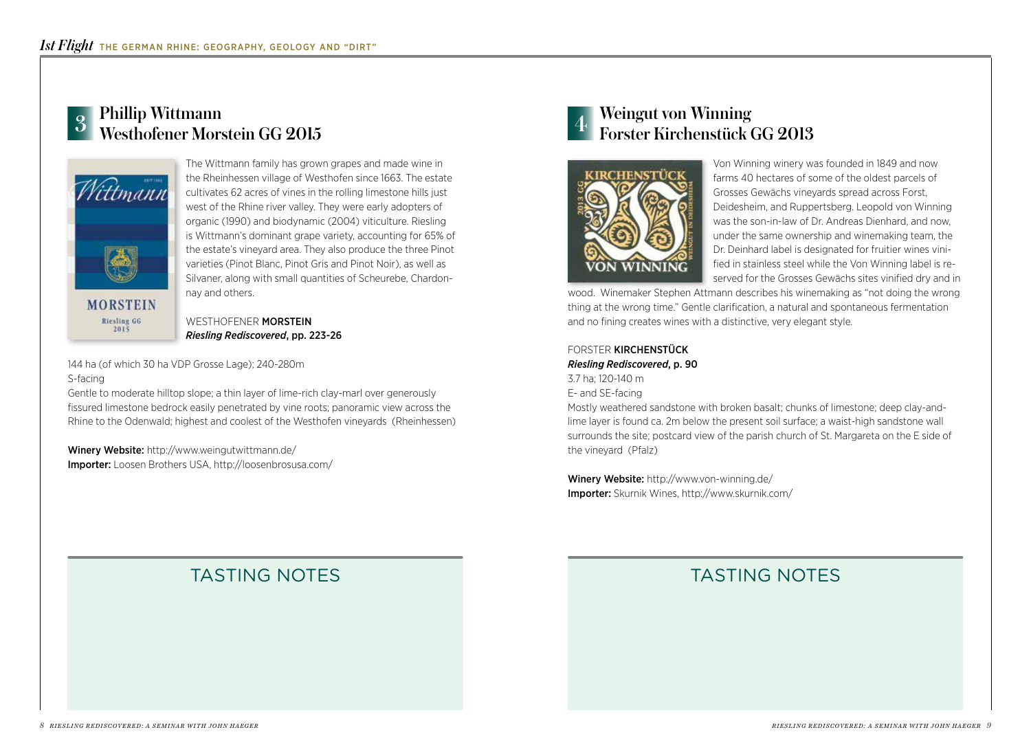## 3 Phillip Wittmann Westhofener Morstein GG 2015

The Wittmann family has grown grapes and made wine in the Rheinhessen village of Westhofen since 1663. The estate cultivates 62 acres of vines in the rolling limestone hills just west of the Rhine river valley. They were early adopters of organic (1990) and biodynamic (2004) viticulture. Riesling is Wittmann's dominant grape variety, accounting for 65% of the estate's vineyard area. They also produce the three Pinot varieties (Pinot Blanc, Pinot Gris and Pinot Noir), as well as Silvaner, along with small quantities of Scheurebe, Chardonnay and others.

WESTHOFENER **MORSTEIN**
***Riesling Rediscovered*, pp. 223-26**

144 ha (of which 30 ha VDP Grosse Lage); 240-280m
S-facing
Gentle to moderate hilltop slope; a thin layer of lime-rich clay-marl over generously fissured limestone bedrock easily penetrated by vine roots; panoramic view across the Rhine to the Odenwald; highest and coolest of the Westhofen vineyards (Rheinhessen)

**Winery Website:** http://www.weingutwittmann.de/
**Importer:** Loosen Brothers USA, http://loosenbrosusa.com/

## TASTING NOTES

## 4 Weingut von Winning Forster Kirchenstück GG 2013

Von Winning winery was founded in 1849 and now farms 40 hectares of some of the oldest parcels of Grosses Gewächs vineyards spread across Forst, Deidesheim, and Ruppertsberg. Leopold von Winning was the son-in-law of Dr. Andreas Dienhard, and now, under the same ownership and winemaking team, the Dr. Deinhard label is designated for fruitier wines vinified in stainless steel while the Von Winning label is reserved for the Grosses Gewächs sites vinified dry and in wood. Winemaker Stephen Attmann describes his winemaking as "not doing the wrong thing at the wrong time." Gentle clarification, a natural and spontaneous fermentation and no fining creates wines with a distinctive, very elegant style.

FORSTER **KIRCHENSTÜCK**
***Riesling Rediscovered*, p. 90**
3.7 ha; 120-140 m
E- and SE-facing
Mostly weathered sandstone with broken basalt; chunks of limestone; deep clay-and-lime layer is found ca. 2m below the present soil surface; a waist-high sandstone wall surrounds the site; postcard view of the parish church of St. Margareta on the E side of the vineyard (Pfalz)

**Winery Website:** http://www.von-winning.de/
**Importer:** Skurnik Wines, http://www.skurnik.com/

## TASTING NOTES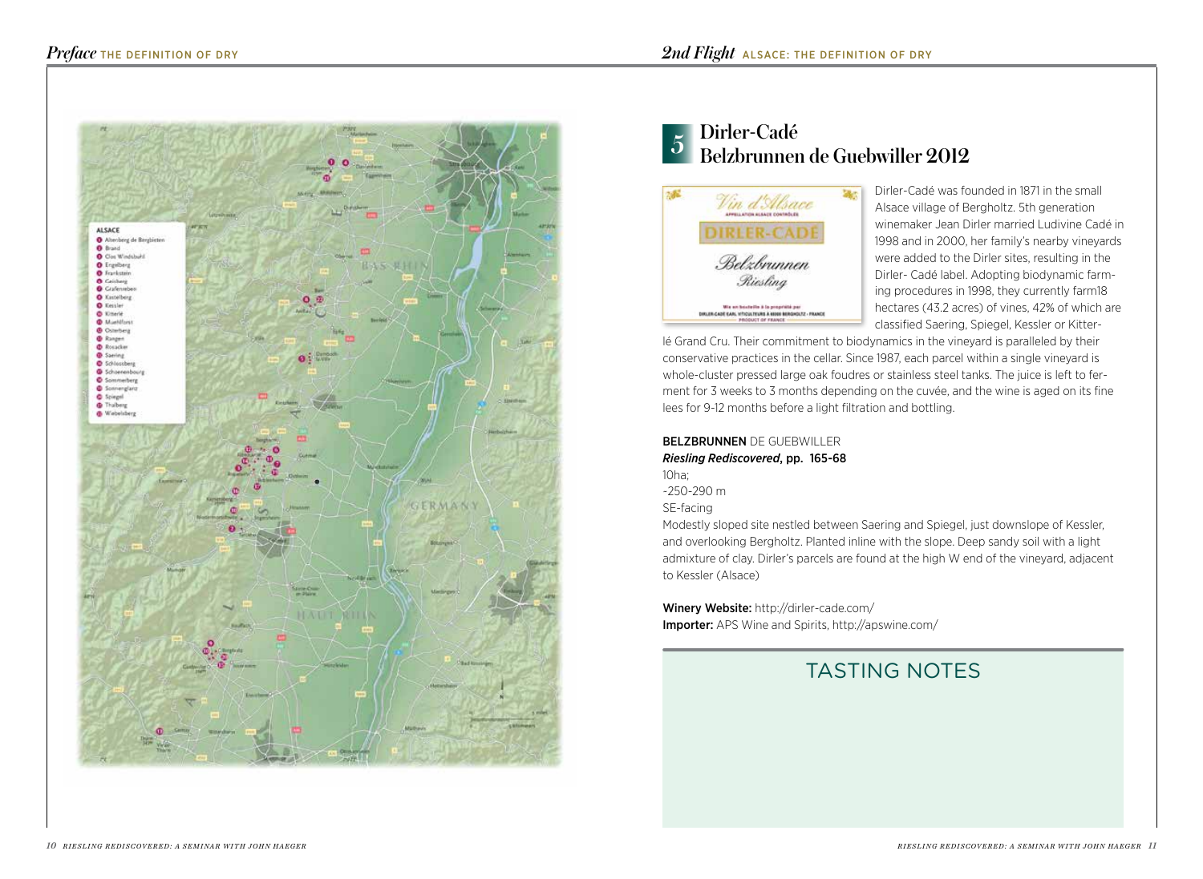ALSACE

1. Altenberg de Bergbieten
2. Brand
3. Clos Windsbuhl
4. Engelberg
5. Frankstein
6. Geisberg
7. Grafenreben
8. Kastelberg
9. Kessler
10. Kitterle
11. Muenchberg
12. Osterberg
13. Rangen
14. Rosacker
15. Saering
16. Schlossberg
17. Schoenenbourg
18. Sommerberg
19. Sonnenglanz
20. Spiegel
21. Thalberg
22. Wiebelsberg

BAS-RHIN

HAUT-RHIN

GERMANY

## 5 Dirler-Cadé Belzbrunnen de Guebwiller 2012

Vin d'Alsace
APPELLATION ALSACE CONTRÔLÉE
DIRLER-CADÉ
Belzbrunnen
Riesling
Mis en bouteille à la propriété par
DIRLER-CADÉ EARL VITICULTEURS À 68500 BERGHOLTZ - FRANCE
PRODUCT OF FRANCE

Dirler-Cadé was founded in 1871 in the small Alsace village of Bergholtz. 5th generation winemaker Jean Dirler married Ludivine Cadé in 1998 and in 2000, her family's nearby vineyards were added to the Dirler sites, resulting in the Dirler- Cadé label. Adopting biodynamic farming procedures in 1998, they currently farm18 hectares (43.2 acres) of vines, 42% of which are classified Saering, Spiegel, Kessler or Kitterlé Grand Cru. Their commitment to biodynamics in the vineyard is paralleled by their conservative practices in the cellar. Since 1987, each parcel within a single vineyard is whole-cluster pressed large oak foudres or stainless steel tanks. The juice is left to ferment for 3 weeks to 3 months depending on the cuvée, and the wine is aged on its fine lees for 9-12 months before a light filtration and bottling.

**BELZBRUNNEN** DE GUEBWILLER
***Riesling Rediscovered*, pp. 165-68**
10ha;
-250-290 m
SE-facing
Modestly sloped site nestled between Saering and Spiegel, just downslope of Kessler, and overlooking Bergholtz. Planted inline with the slope. Deep sandy soil with a light admixture of clay. Dirler's parcels are found at the high W end of the vineyard, adjacent to Kessler (Alsace)

**Winery Website:** http://dirler-cade.com/
**Importer:** APS Wine and Spirits, http://apswine.com/

## TASTING NOTES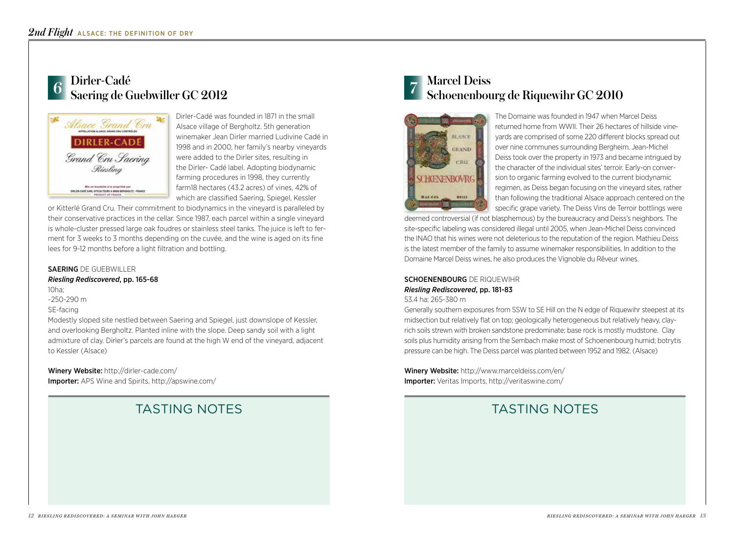## 2nd Flight ALSACE: THE DEFINITION OF DRY

## 6 Dirler-Cadé
## Saering de Guebwiller GC 2012

Dirler-Cadé was founded in 1871 in the small Alsace village of Bergholtz. 5th generation winemaker Jean Dirler married Ludivine Cadé in 1998 and in 2000, her family's nearby vineyards were added to the Dirler sites, resulting in the Dirler- Cadé label. Adopting biodynamic farming procedures in 1998, they currently farm18 hectares (43.2 acres) of vines, 42% of which are classified Saering, Spiegel, Kessler or Kitterlé Grand Cru. Their commitment to biodynamics in the vineyard is paralleled by their conservative practices in the cellar. Since 1987, each parcel within a single vineyard is whole-cluster pressed large oak foudres or stainless steel tanks. The juice is left to ferment for 3 weeks to 3 months depending on the cuvée, and the wine is aged on its fine lees for 9-12 months before a light filtration and bottling.

**SAERING** DE GUEBWILLER
***Riesling Rediscovered*, pp. 165-68**
10ha;
-250-290 m
SE-facing
Modestly sloped site nestled between Saering and Spiegel, just downslope of Kessler, and overlooking Bergholtz. Planted inline with the slope. Deep sandy soil with a light admixture of clay. Dirler's parcels are found at the high W end of the vineyard, adjacent to Kessler (Alsace)

**Winery Website:** http://dirler-cade.com/
**Importer:** APS Wine and Spirits, http://apswine.com/

### TASTING NOTES

## 7 Marcel Deiss
## Schoenenbourg de Riquewihr GC 2010

The Domaine was founded in 1947 when Marcel Deiss returned home from WWII. Their 26 hectares of hillside vineyards are comprised of some 220 different blocks spread out over nine communes surrounding Bergheim. Jean-Michel Deiss took over the property in 1973 and became intrigued by the character of the individual sites' terroir. Early-on conversion to organic farming evolved to the current biodynamic regimen, as Deiss began focusing on the vineyard sites, rather than following the traditional Alsace approach centered on the specific grape variety. The Deiss Vins de Terroir bottlings were deemed controversial (if not blasphemous) by the bureaucracy and Deiss's neighbors. The site-specific labeling was considered illegal until 2005, when Jean-Michel Deiss convinced the INAO that his wines were not deleterious to the reputation of the region. Mathieu Deiss is the latest member of the family to assume winemaker responsibilities. In addition to the Domaine Marcel Deiss wines, he also produces the Vignoble du Rêveur wines.

**SCHOENENBOURG** DE RIQUEWIHR
***Riesling Rediscovered*, pp. 181-83**
53.4 ha; 265-380 m
Generally southern exposures from SSW to SE Hill on the N edge of Riquewihr steepest at its midsection but relatively flat on top; geologically heterogeneous but relatively heavy, clay-rich soils strewn with broken sandstone predominate; base rock is mostly mudstone. Clay soils plus humidity arising from the Sernbach make most of Schoenenbourg humid; botrytis pressure can be high. The Deiss parcel was planted between 1952 and 1982. (Alsace)

**Winery Website:** http://www.marceldeiss.com/en/
**Importer:** Veritas Imports, http://veritaswine.com/

### TASTING NOTES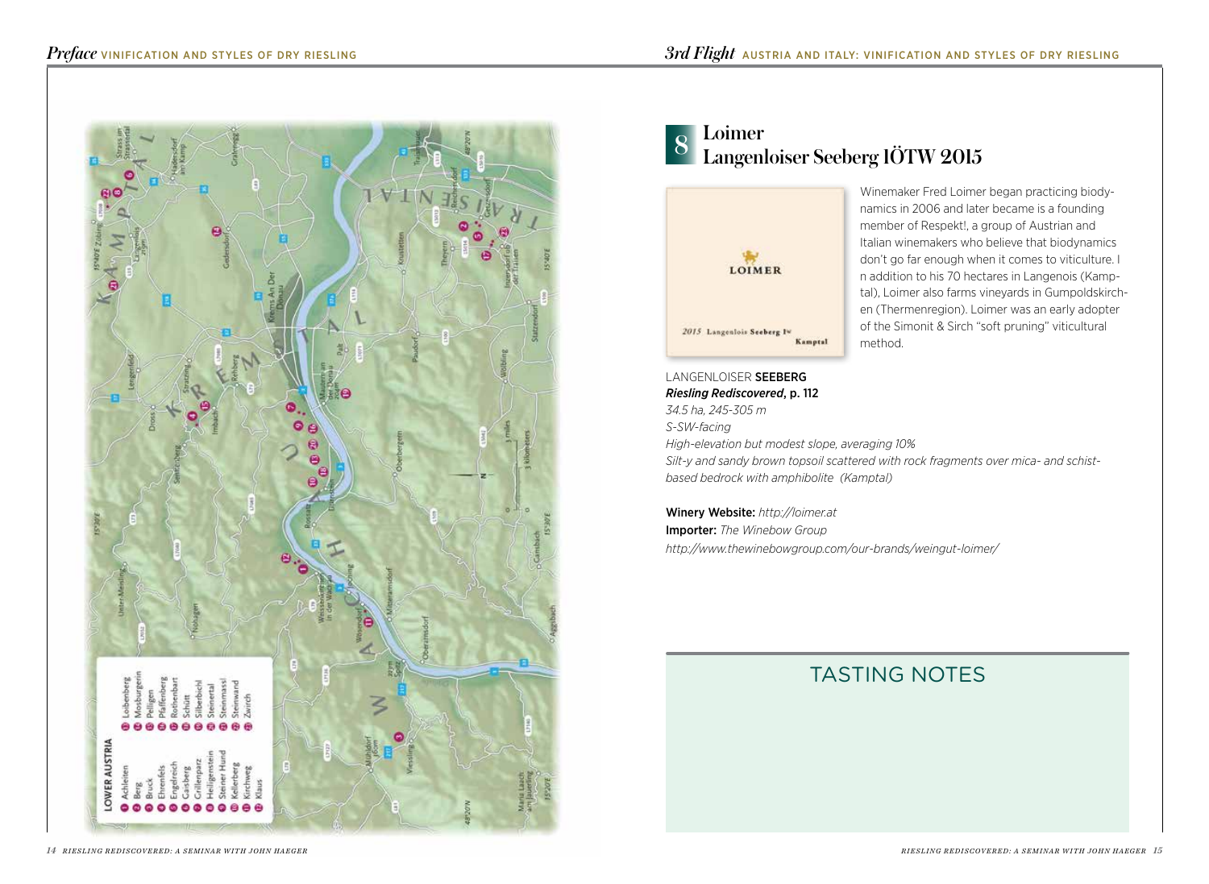## 8 Loimer
## Langenloiser Seeberg IÖTW 2015

LOIMER

*2015* Langenlois Seeberg I^W^ Kamptal

Winemaker Fred Loimer began practicing biodynamics in 2006 and later became is a founding member of Respekt!, a group of Austrian and Italian winemakers who believe that biodynamics don't go far enough when it comes to viticulture. In addition to his 70 hectares in Langenois (Kamptal), Loimer also farms vineyards in Gumpoldskirchen (Thermenregion). Loimer was an early adopter of the Simonit & Sirch "soft pruning" viticultural method.

LANGENLOISER **SEEBERG**
***Riesling Rediscovered*, p. 112**
*34.5 ha, 245-305 m*
*S-SW-facing*
*High-elevation but modest slope, averaging 10%*
*Silt-y and sandy brown topsoil scattered with rock fragments over mica- and schist-based bedrock with amphibolite (Kamptal)*

**Winery Website:** *http://loimer.at*
**Importer:** *The Winebow Group*
*http://www.thewinebowgroup.com/our-brands/weingut-loimer/*

## TASTING NOTES

LOWER AUSTRIA

1 Achleiten
2 Berg
3 Bruck
4 Ehrenfels
5 Engelreich
6 Gaisberg
7 Grillenparz
8 Heiligenstein
9 Steiner Hund
10 Kellerberg
11 Kirchweg
12 Klaus
13 Loibenberg
14 Mosburgerin
15 Pellingen
16 Pfaffenberg
17 Rothenbart
18 Schütt
19 Silberbichl
20 Steinertal
21 Steinmassl
22 Steinwand
23 Zwirch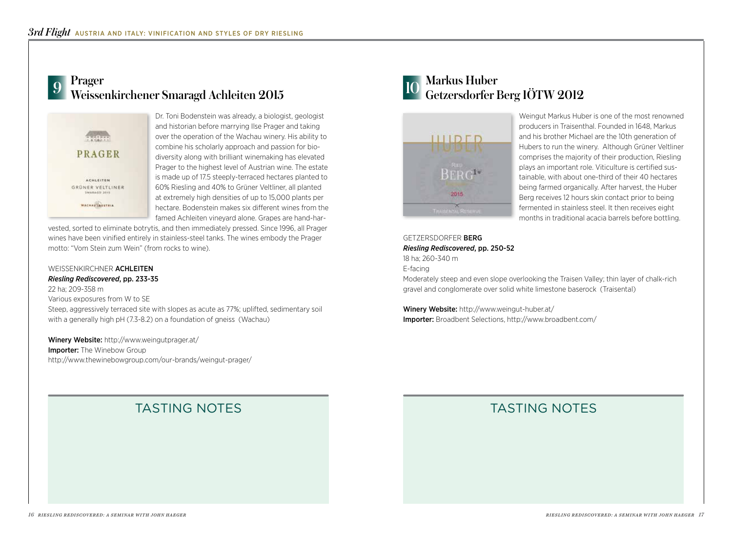## 3rd Flight AUSTRIA AND ITALY: VINIFICATION AND STYLES OF DRY RIESLING

### 9 Prager Weissenkirchener Smaragd Achleiten 2015

Dr. Toni Bodenstein was already, a biologist, geologist and historian before marrying Ilse Prager and taking over the operation of the Wachau winery. His ability to combine his scholarly approach and passion for biodiversity along with brilliant winemaking has elevated Prager to the highest level of Austrian wine. The estate is made up of 17.5 steeply-terraced hectares planted to 60% Riesling and 40% to Grüner Veltliner, all planted at extremely high densities of up to 15,000 plants per hectare. Bodenstein makes six different wines from the famed Achleiten vineyard alone. Grapes are hand-harvested, sorted to eliminate botrytis, and then immediately pressed. Since 1996, all Prager wines have been vinified entirely in stainless-steel tanks. The wines embody the Prager motto: "Vom Stein zum Wein" (from rocks to wine).

WEISSENKIRCHNER **ACHLEITEN**
***Riesling Rediscovered*, pp. 233-35**
22 ha; 209-358 m
Various exposures from W to SE
Steep, aggressively terraced site with slopes as acute as 77%; uplifted, sedimentary soil with a generally high pH (7.3-8.2) on a foundation of gneiss (Wachau)

**Winery Website:** http://www.weingutprager.at/
**Importer:** The Winebow Group
http://www.thewinebowgroup.com/our-brands/weingut-prager/

TASTING NOTES

### 10 Markus Huber Getzersdorfer Berg 1ÖTW 2012

Weingut Markus Huber is one of the most renowned producers in Traisenthal. Founded in 1648, Markus and his brother Michael are the 10th generation of Hubers to run the winery. Although Grüner Veltliner comprises the majority of their production, Riesling plays an important role. Viticulture is certified sustainable, with about one-third of their 40 hectares being farmed organically. After harvest, the Huber Berg receives 12 hours skin contact prior to being fermented in stainless steel. It then receives eight months in traditional acacia barrels before bottling.

GETZERSDORFER **BERG**
***Riesling Rediscovered*, pp. 250-52**
18 ha; 260-340 m
E-facing
Moderately steep and even slope overlooking the Traisen Valley; thin layer of chalk-rich gravel and conglomerate over solid white limestone baserock (Traisental)

**Winery Website:** http://www.weingut-huber.at/
**Importer:** Broadbent Selections, http://www.broadbent.com/

TASTING NOTES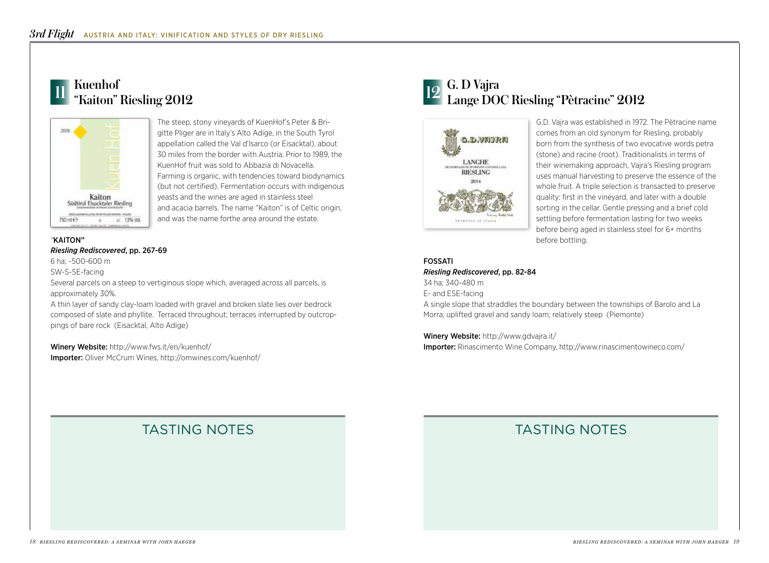## 11 Kuenhof "Kaiton" Riesling 2012

The steep, stony vineyards of KuenHof's Peter & Brigitte Pliger are in Italy's Alto Adige, in the South Tyrol appellation called the Val d'Isarco (or Eisacktal), about 30 miles from the border with Austria. Prior to 1989, the KuenHof fruit was sold to Abbazia di Novacella. Farming is organic, with tendencies toward biodynamics (but not certified). Fermentation occurs with indigenous yeasts and the wines are aged in stainless steel and acacia barrels. The name "Kaiton" is of Celtic origin, and was the name forthe area around the estate.

"KAITON"
***Riesling Rediscovered*, pp. 267-69**
6 ha; -500-600 m
SW-S-SE-facing
Several parcels on a steep to vertiginous slope which, averaged across all parcels, is approximately 30%.
A thin layer of sandy clay-loam loaded with gravel and broken slate lies over bedrock composed of slate and phyllite. Terraced throughout; terraces interrupted by outcroppings of bare rock (Eisacktal, Alto Adige)

**Winery Website:** http://www.fws.it/en/kuenhof/
**Importer:** Oliver McCrum Wines, http://omwines.com/kuenhof/

### TASTING NOTES

## 12 G. D Vajra Lange DOC Riesling "Pètracine" 2012

G.D. Vajra was established in 1972. The Pètracine name comes from an old synonym for Riesling, probably born from the synthesis of two evocative words petra (stone) and racine (root). Traditionalists in terms of their winemaking approach, Vajra's Riesling program uses manual harvesting to preserve the essence of the whole fruit. A triple selection is transacted to preserve quality: first in the vineyard, and later with a double sorting in the cellar. Gentle pressing and a brief cold settling before fermentation lasting for two weeks before being aged in stainless steel for 6+ months before bottling.

FOSSATI
***Riesling Rediscovered*, pp. 82-84**
34 ha; 340-480 m
E- and ESE-facing
A single slope that straddles the boundary between the townships of Barolo and La Morra; uplifted gravel and sandy loam; relatively steep (Piemonte)

**Winery Website:** http://www.gdvajra.it/
**Importer:** Rinascimento Wine Company, http://www.rinascimentowineco.com/

### TASTING NOTES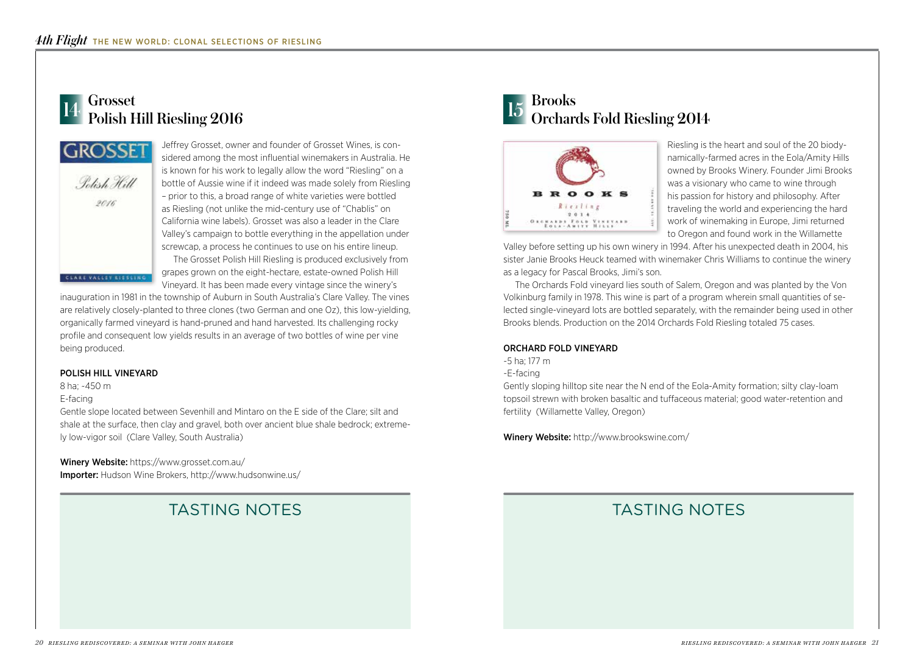## 4th Flight THE NEW WORLD: CLONAL SELECTIONS OF RIESLING

### 14 Grosset Polish Hill Riesling 2016

Jeffrey Grosset, owner and founder of Grosset Wines, is considered among the most influential winemakers in Australia. He is known for his work to legally allow the word "Riesling" on a bottle of Aussie wine if it indeed was made solely from Riesling – prior to this, a broad range of white varieties were bottled as Riesling (not unlike the mid-century use of "Chablis" on California wine labels). Grosset was also a leader in the Clare Valley's campaign to bottle everything in the appellation under screwcap, a process he continues to use on his entire lineup.

The Grosset Polish Hill Riesling is produced exclusively from grapes grown on the eight-hectare, estate-owned Polish Hill Vineyard. It has been made every vintage since the winery's inauguration in 1981 in the township of Auburn in South Australia's Clare Valley. The vines are relatively closely-planted to three clones (two German and one Oz), this low-yielding, organically farmed vineyard is hand-pruned and hand harvested. Its challenging rocky profile and consequent low yields results in an average of two bottles of wine per vine being produced.

**POLISH HILL VINEYARD**

8 ha; ~450 m

E-facing

Gentle slope located between Sevenhill and Mintaro on the E side of the Clare; silt and shale at the surface, then clay and gravel, both over ancient blue shale bedrock; extremely low-vigor soil (Clare Valley, South Australia)

**Winery Website:** https://www.grosset.com.au/
**Importer:** Hudson Wine Brokers, http://www.hudsonwine.us/

TASTING NOTES

### 15 Brooks Orchards Fold Riesling 2014

Riesling is the heart and soul of the 20 biodynamically-farmed acres in the Eola/Amity Hills owned by Brooks Winery. Founder Jimi Brooks was a visionary who came to wine through his passion for history and philosophy. After traveling the world and experiencing the hard work of winemaking in Europe, Jimi returned to Oregon and found work in the Willamette Valley before setting up his own winery in 1994. After his unexpected death in 2004, his sister Janie Brooks Heuck teamed with winemaker Chris Williams to continue the winery as a legacy for Pascal Brooks, Jimi's son.

The Orchards Fold vineyard lies south of Salem, Oregon and was planted by the Von Volkinburg family in 1978. This wine is part of a program wherein small quantities of selected single-vineyard lots are bottled separately, with the remainder being used in other Brooks blends. Production on the 2014 Orchards Fold Riesling totaled 75 cases.

**ORCHARD FOLD VINEYARD**

~5 ha; 177 m

~E-facing

Gently sloping hilltop site near the N end of the Eola-Amity formation; silty clay-loam topsoil strewn with broken basaltic and tuffaceous material; good water-retention and fertility (Willamette Valley, Oregon)

**Winery Website:** http://www.brookswine.com/

TASTING NOTES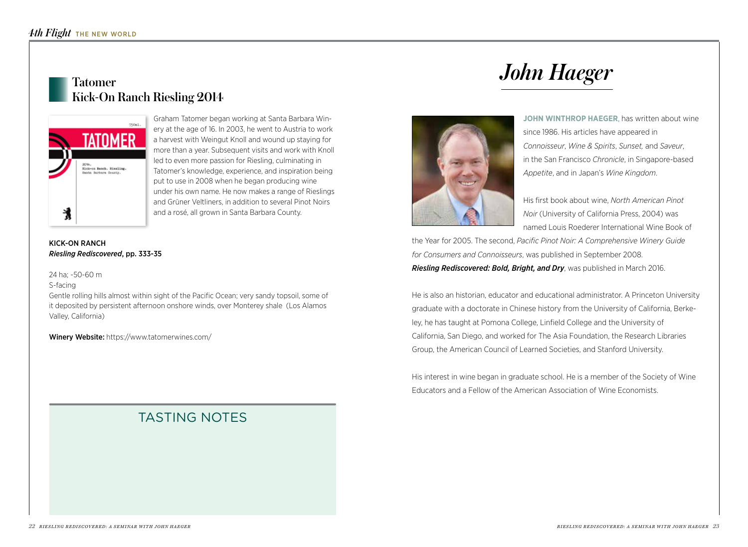## Tatomer Kick-On Ranch Riesling 2014

Graham Tatomer began working at Santa Barbara Winery at the age of 16. In 2003, he went to Austria to work a harvest with Weingut Knoll and wound up staying for more than a year. Subsequent visits and work with Knoll led to even more passion for Riesling, culminating in Tatomer's knowledge, experience, and inspiration being put to use in 2008 when he began producing wine under his own name. He now makes a range of Rieslings and Grüner Veltliners, in addition to several Pinot Noirs and a rosé, all grown in Santa Barbara County.

KICK-ON RANCH
***Riesling Rediscovered*, pp. 333-35**

24 ha; -50-60 m
S-facing
Gentle rolling hills almost within sight of the Pacific Ocean; very sandy topsoil, some of it deposited by persistent afternoon onshore winds, over Monterey shale (Los Alamos Valley, California)

**Winery Website:** https://www.tatomerwines.com/

### TASTING NOTES

# *John Haeger*

**JOHN WINTHROP HAEGER**, has written about wine since 1986. His articles have appeared in *Connoisseur*, *Wine & Spirits*, *Sunset,* and *Saveur*, in the San Francisco *Chronicle*, in Singapore-based *Appetite*, and in Japan's *Wine Kingdom*.

His first book about wine, *North American Pinot Noir* (University of California Press, 2004) was named Louis Roederer International Wine Book of the Year for 2005. The second, *Pacific Pinot Noir: A Comprehensive Winery Guide for Consumers and Connoisseurs*, was published in September 2008. ***Riesling Rediscovered: Bold, Bright, and Dry***, was published in March 2016.

He is also an historian, educator and educational administrator. A Princeton University graduate with a doctorate in Chinese history from the University of California, Berkeley, he has taught at Pomona College, Linfield College and the University of California, San Diego, and worked for The Asia Foundation, the Research Libraries Group, the American Council of Learned Societies, and Stanford University.

His interest in wine began in graduate school. He is a member of the Society of Wine Educators and a Fellow of the American Association of Wine Economists.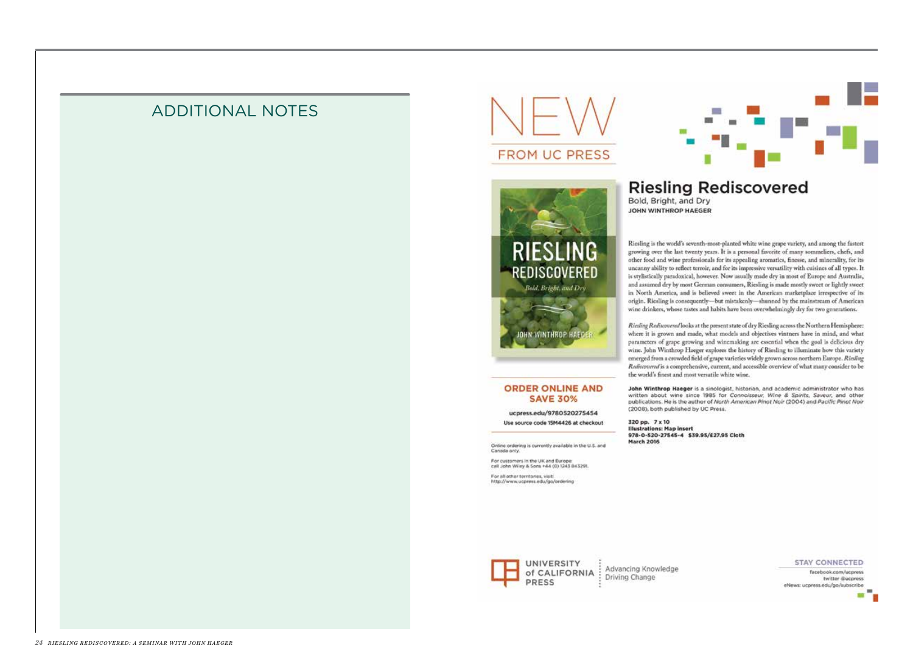## ADDITIONAL NOTES

# NEW FROM UC PRESS

## Riesling Rediscovered

Bold, Bright, and Dry

**JOHN WINTHROP HAEGER**

Riesling is the world's seventh-most-planted white wine grape variety, and among the fastest growing over the last twenty years. It is a personal favorite of many sommeliers, chefs, and other food and wine professionals for its appealing aromatics, finesse, and minerality, for its uncanny ability to reflect terroir, and for its impressive versatility with cuisines of all types. It is stylistically paradoxical, however. Now usually made dry in most of Europe and Australia, and assumed dry by most German consumers, Riesling is made mostly sweet or lightly sweet in North America, and is believed sweet in the American marketplace irrespective of its origin. Riesling is consequently—but mistakenly—shunned by the mainstream of American wine drinkers, whose tastes and habits have been overwhelmingly dry for two generations.

*Riesling Rediscovered* looks at the present state of dry Riesling across the Northern Hemisphere: where it is grown and made, what models and objectives vintners have in mind, and what parameters of grape growing and winemaking are essential when the goal is delicious dry wine. John Winthrop Haeger explores the history of Riesling to illuminate how this variety emerged from a crowded field of grape varieties widely grown across northern Europe. *Riesling Rediscovered* is a comprehensive, current, and accessible overview of what many consider to be the world's finest and most versatile white wine.

**John Winthrop Haeger** is a sinologist, historian, and academic administrator who has written about wine since 1985 for *Connoisseur, Wine & Spirits, Saveur*, and other publications. He is the author of *North American Pinot Noir* (2004) and *Pacific Pinot Noir* (2008), both published by UC Press.

**320 pp. 7 x 10**
**Illustrations: Map insert**
**978-0-520-27545-4 $39.95/£27.95 Cloth**
**March 2016**

**ORDER ONLINE AND SAVE 30%**

ucpress.edu/9780520275454

Use source code 15M4426 at checkout

Online ordering is currently available in the U.S. and Canada only.

For customers in the UK and Europe: call John Wiley & Sons +44 (0) 1243 843291.

For all other territories, visit: http://www.ucpress.edu/go/ordering

UNIVERSITY of CALIFORNIA PRESS | Advancing Knowledge Driving Change

STAY CONNECTED

facebook.com/ucpress

twitter @ucpress

eNews: ucpress.edu/go/subscribe